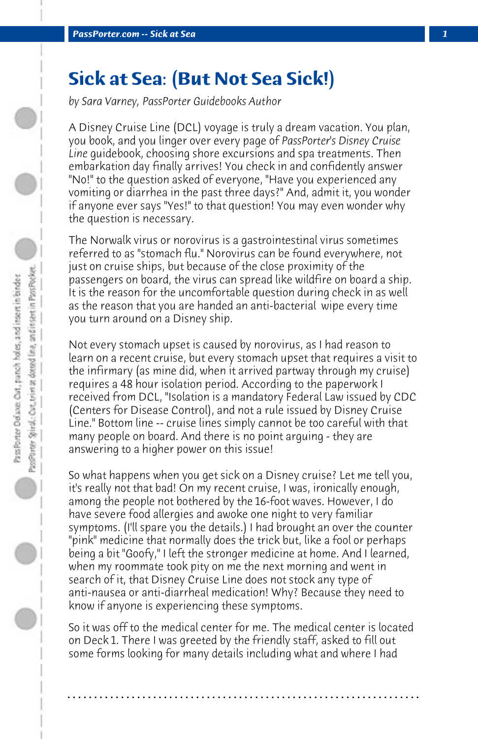# Sick at Sea: (But Not Sea Sick!)

*by Sara Varney, PassPorter Guidebooks Author*

A Disney Cruise Line (DCL) voyage is truly a dream vacation. You plan, you book, and you linger over every page of *PassPorter's Disney Cruise Line* guidebook, choosing shore excursions and spa treatments. Then embarkation day finally arrives! You check in and confidently answer "No!" to the question asked of everyone, "Have you experienced any vomiting or diarrhea in the past three days?" And, admit it, you wonder if anyone ever says "Yes!" to that question! You may even wonder why the question is necessary.

The Norwalk virus or norovirus is a gastrointestinal virus sometimes referred to as "stomach flu." Norovirus can be found everywhere, not just on cruise ships, but because of the close proximity of the passengers on board, the virus can spread like wildfire on board a ship. It is the reason for the uncomfortable question during check in as well as the reason that you are handed an anti-bacterial wipe every time you turn around on a Disney ship.

Not every stomach upset is caused by norovirus, as I had reason to learn on a recent cruise, but every stomach upset that requires a visit to the infirmary (as mine did, when it arrived partway through my cruise) requires a 48 hour isolation period. According to the paperwork I received from DCL, "Isolation is a mandatory Federal Law issued by CDC (Centers for Disease Control), and not a rule issued by Disney Cruise Line." Bottom line -- cruise lines simply cannot be too careful with that many people on board. And there is no point arguing - they are answering to a higher power on this issue!

So what happens when you get sick on a Disney cruise? Let me tell you, it's really not that bad! On my recent cruise, I was, ironically enough, among the people not bothered by the 16-foot waves. However, I do have severe food allergies and awoke one night to very familiar symptoms. (I'll spare you the details.) I had brought an over the counter "pink" medicine that normally does the trick but, like a fool or perhaps being a bit "Goofy," I left the stronger medicine at home. And I learned, when my roommate took pity on me the next morning and went in search of it, that Disney Cruise Line does not stock any type of anti-nausea or anti-diarrheal medication! Why? Because they need to know if anyone is experiencing these symptoms.

So it was off to the medical center for me. The medical center is located on Deck 1. There I was greeted by the friendly staff, asked to fill out some forms looking for many details including what and where I had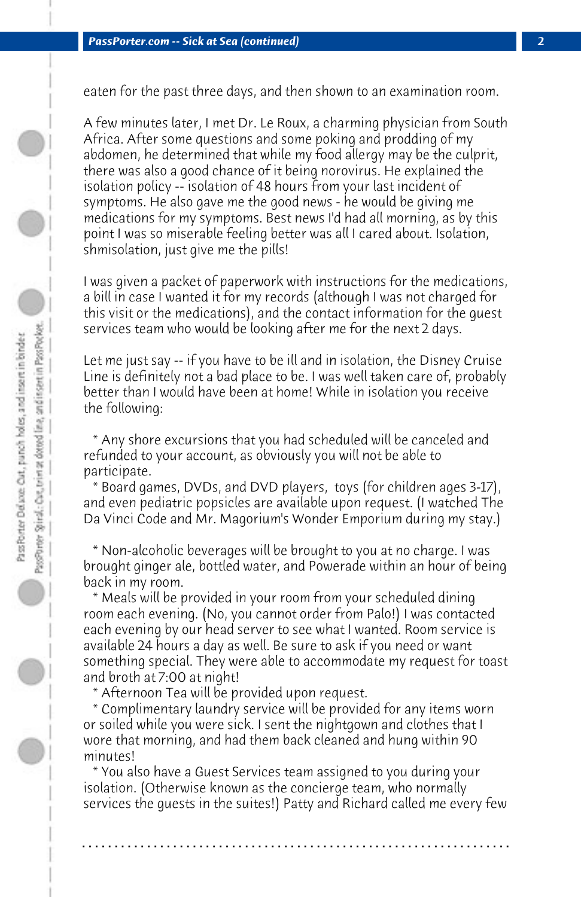eaten for the past three days, and then shown to an examination room.

A few minutes later, I met Dr. Le Roux, a charming physician from South Africa. After some questions and some poking and prodding of my abdomen, he determined that while my food allergy may be the culprit, there was also a good chance of it being norovirus. He explained the isolation policy -- isolation of 48 hours from your last incident of symptoms. He also gave me the good news - he would be giving me medications for my symptoms. Best news I'd had all morning, as by this point I was so miserable feeling better was all I cared about. Isolation, shmisolation, just give me the pills!

I was given a packet of paperwork with instructions for the medications, a bill in case I wanted it for my records (although I was not charged for this visit or the medications), and the contact information for the guest services team who would be looking after me for the next 2 days.

Let me just say -- if you have to be ill and in isolation, the Disney Cruise Line is definitely not a bad place to be. I was well taken care of, probably better than I would have been at home! While in isolation you receive the following:

* Any shore excursions that you had scheduled will be canceled and refunded to your account, as obviously you will not be able to participate.
* Board games, DVDs, and DVD players, toys (for children ages 3-17), and even pediatric popsicles are available upon request. (I watched The Da Vinci Code and Mr. Magorium's Wonder Emporium during my stay.)
* Non-alcoholic beverages will be brought to you at no charge. I was brought ginger ale, bottled water, and Powerade within an hour of being back in my room.
* Meals will be provided in your room from your scheduled dining room each evening. (No, you cannot order from Palo!) I was contacted each evening by our head server to see what I wanted. Room service is available 24 hours a day as well. Be sure to ask if you need or want something special. They were able to accommodate my request for toast and broth at 7:00 at night!
* Afternoon Tea will be provided upon request.
* Complimentary laundry service will be provided for any items worn or soiled while you were sick. I sent the nightgown and clothes that I wore that morning, and had them back cleaned and hung within 90 minutes!
* You also have a Guest Services team assigned to you during your isolation. (Otherwise known as the concierge team, who normally services the guests in the suites!) Patty and Richard called me every few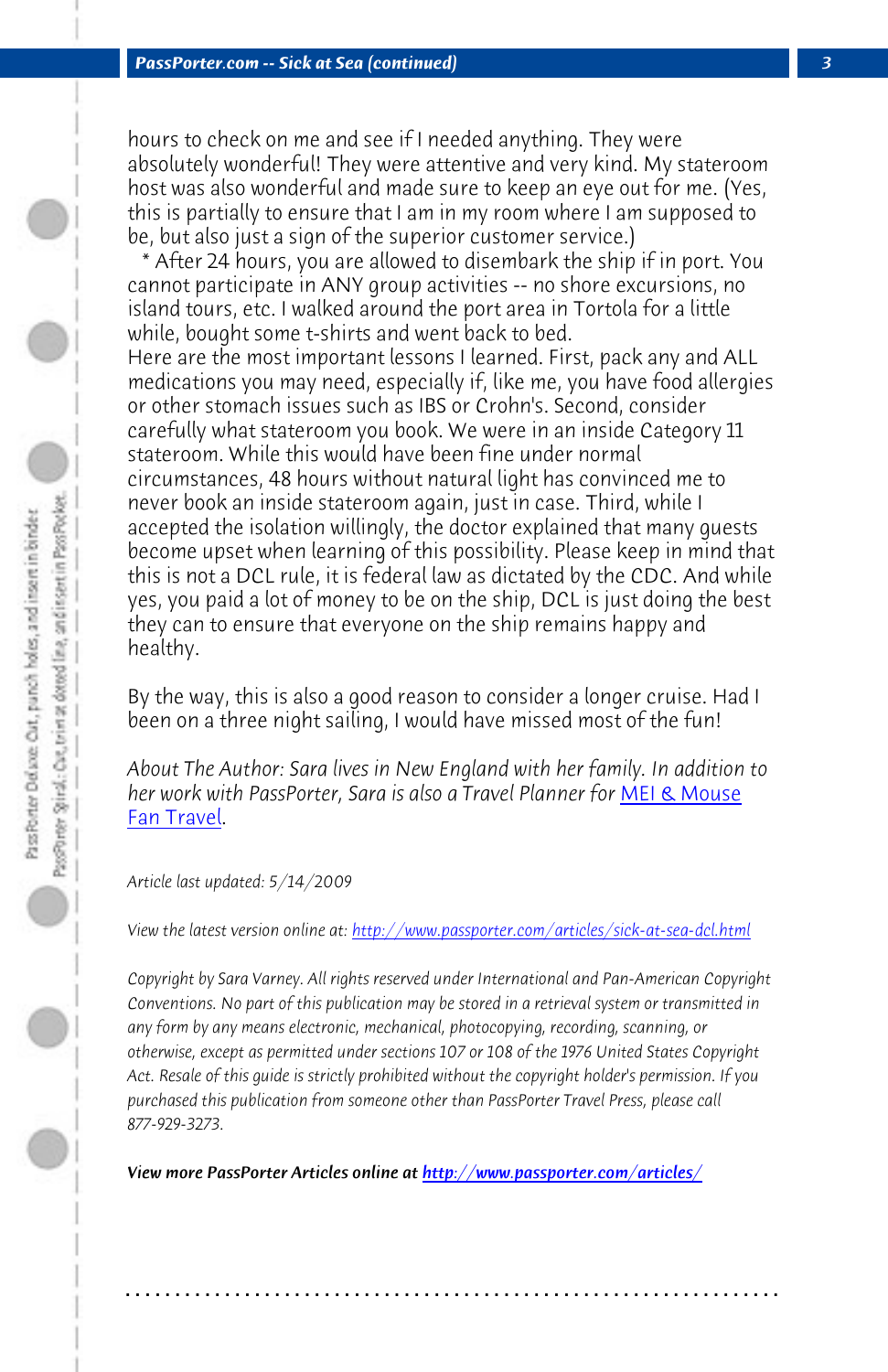hours to check on me and see if I needed anything. They were absolutely wonderful! They were attentive and very kind. My stateroom host was also wonderful and made sure to keep an eye out for me. (Yes, this is partially to ensure that I am in my room where I am supposed to be, but also just a sign of the superior customer service.)

* After 24 hours, you are allowed to disembark the ship if in port. You cannot participate in ANY group activities -- no shore excursions, no island tours, etc. I walked around the port area in Tortola for a little while, bought some t-shirts and went back to bed.

Here are the most important lessons I learned. First, pack any and ALL medications you may need, especially if, like me, you have food allergies or other stomach issues such as IBS or Crohn's. Second, consider carefully what stateroom you book. We were in an inside Category 11 stateroom. While this would have been fine under normal circumstances, 48 hours without natural light has convinced me to never book an inside stateroom again, just in case. Third, while I accepted the isolation willingly, the doctor explained that many guests become upset when learning of this possibility. Please keep in mind that this is not a DCL rule, it is federal law as dictated by the CDC. And while yes, you paid a lot of money to be on the ship, DCL is just doing the best they can to ensure that everyone on the ship remains happy and healthy.

By the way, this is also a good reason to consider a longer cruise. Had I been on a three night sailing, I would have missed most of the fun!

*About The Author: Sara lives in New England with her family. In addition to her work with PassPorter, Sara is also a Travel Planner for* [MEI & Mouse Fan Travel](#).

*Article last updated: 5/14/2009*

*View the latest version online at: [http://www.passporter.com/articles/sick-at-sea-dcl.html](http://www.passporter.com/articles/sick-at-sea-dcl.html)*

*Copyright by Sara Varney. All rights reserved under International and Pan-American Copyright Conventions. No part of this publication may be stored in a retrieval system or transmitted in any form by any means electronic, mechanical, photocopying, recording, scanning, or otherwise, except as permitted under sections 107 or 108 of the 1976 United States Copyright Act. Resale of this guide is strictly prohibited without the copyright holder's permission. If you purchased this publication from someone other than PassPorter Travel Press, please call 877-929-3273.*

***View more PassPorter Articles online at [http://www.passporter.com/articles/](http://www.passporter.com/articles/)***